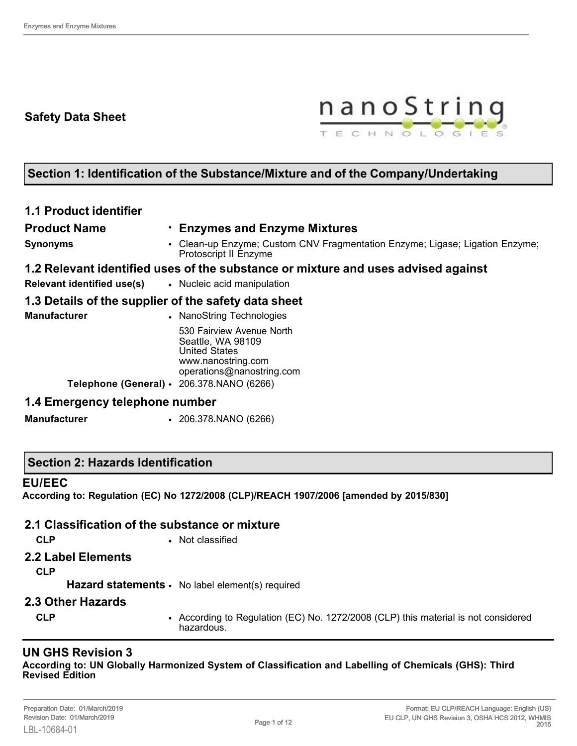# Safety Data Sheet

## Section 1: Identification of the Substance/Mixture and of the Company/Undertaking

### 1.1 Product identifier

**Product Name** • **Enzymes and Enzyme Mixtures**

**Synonyms** • Clean-up Enzyme; Custom CNV Fragmentation Enzyme; Ligase; Ligation Enzyme; Protoscript II Enzyme

### 1.2 Relevant identified uses of the substance or mixture and uses advised against

**Relevant identified use(s)** • Nucleic acid manipulation

### 1.3 Details of the supplier of the safety data sheet

**Manufacturer** • NanoString Technologies
530 Fairview Avenue North
Seattle, WA 98109
United States
www.nanostring.com
operations@nanostring.com

**Telephone (General)** • 206.378.NANO (6266)

### 1.4 Emergency telephone number

**Manufacturer** • 206.378.NANO (6266)

## Section 2: Hazards Identification

### EU/EEC

**According to: Regulation (EC) No 1272/2008 (CLP)/REACH 1907/2006 [amended by 2015/830]**

### 2.1 Classification of the substance or mixture

**CLP** • Not classified

### 2.2 Label Elements

**CLP**

**Hazard statements** • No label element(s) required

### 2.3 Other Hazards

**CLP** • According to Regulation (EC) No. 1272/2008 (CLP) this material is not considered hazardous.

### UN GHS Revision 3

**According to: UN Globally Harmonized System of Classification and Labelling of Chemicals (GHS): Third Revised Edition**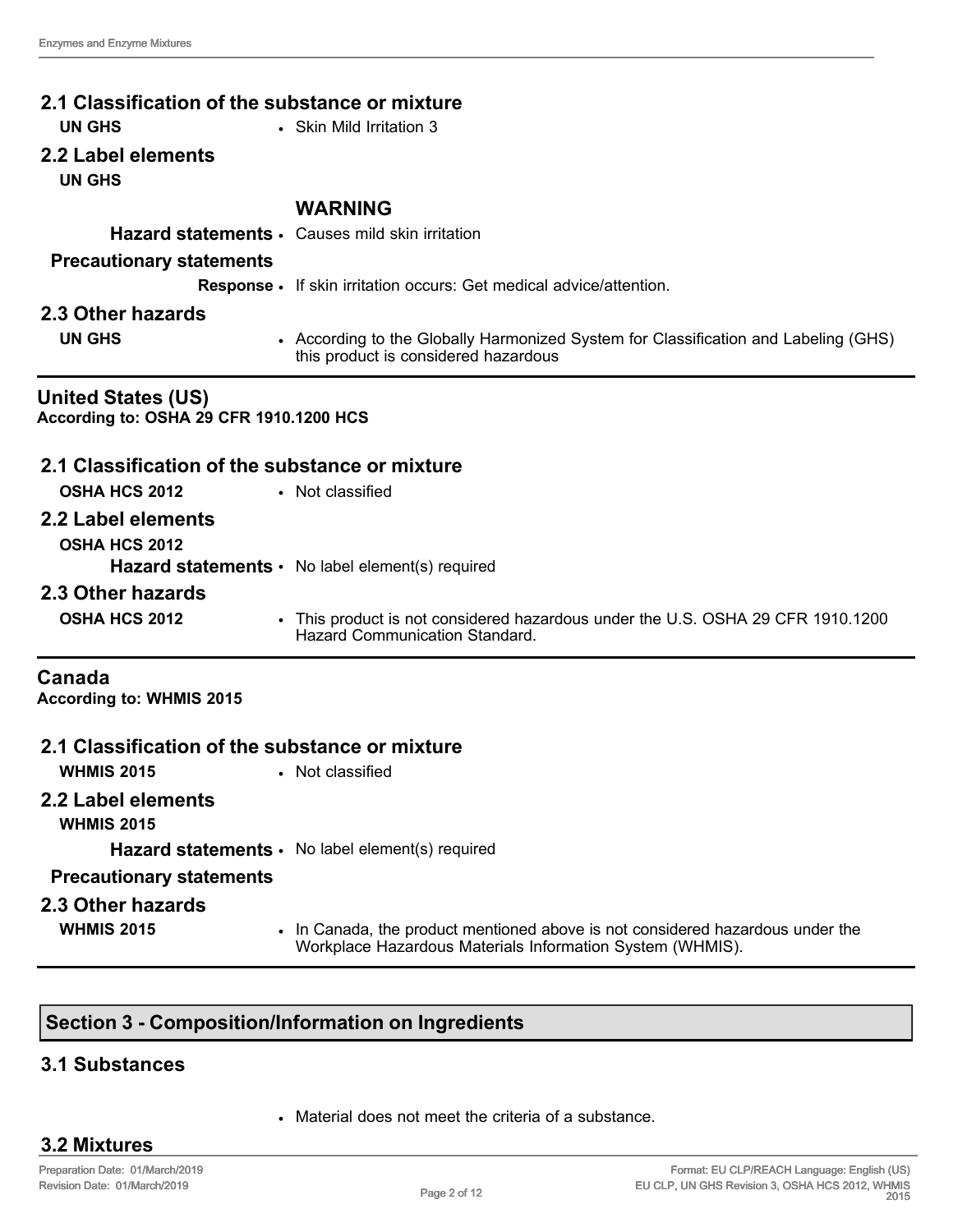### 2.1 Classification of the substance or mixture

**UN GHS**
- Skin Mild Irritation 3

### 2.2 Label elements

**UN GHS**

**WARNING**

**Hazard statements**
- Causes mild skin irritation

**Precautionary statements**

**Response**
- If skin irritation occurs: Get medical advice/attention.

### 2.3 Other hazards

**UN GHS**
- According to the Globally Harmonized System for Classification and Labeling (GHS) this product is considered hazardous

## United States (US)

**According to: OSHA 29 CFR 1910.1200 HCS**

### 2.1 Classification of the substance or mixture

**OSHA HCS 2012**
- Not classified

### 2.2 Label elements

**OSHA HCS 2012**

**Hazard statements**
- No label element(s) required

### 2.3 Other hazards

**OSHA HCS 2012**
- This product is not considered hazardous under the U.S. OSHA 29 CFR 1910.1200 Hazard Communication Standard.

## Canada

**According to: WHMIS 2015**

### 2.1 Classification of the substance or mixture

**WHMIS 2015**
- Not classified

### 2.2 Label elements

**WHMIS 2015**

**Hazard statements**
- No label element(s) required

**Precautionary statements**

### 2.3 Other hazards

**WHMIS 2015**
- In Canada, the product mentioned above is not considered hazardous under the Workplace Hazardous Materials Information System (WHMIS).

## Section 3 - Composition/Information on Ingredients

### 3.1 Substances

- Material does not meet the criteria of a substance.

### 3.2 Mixtures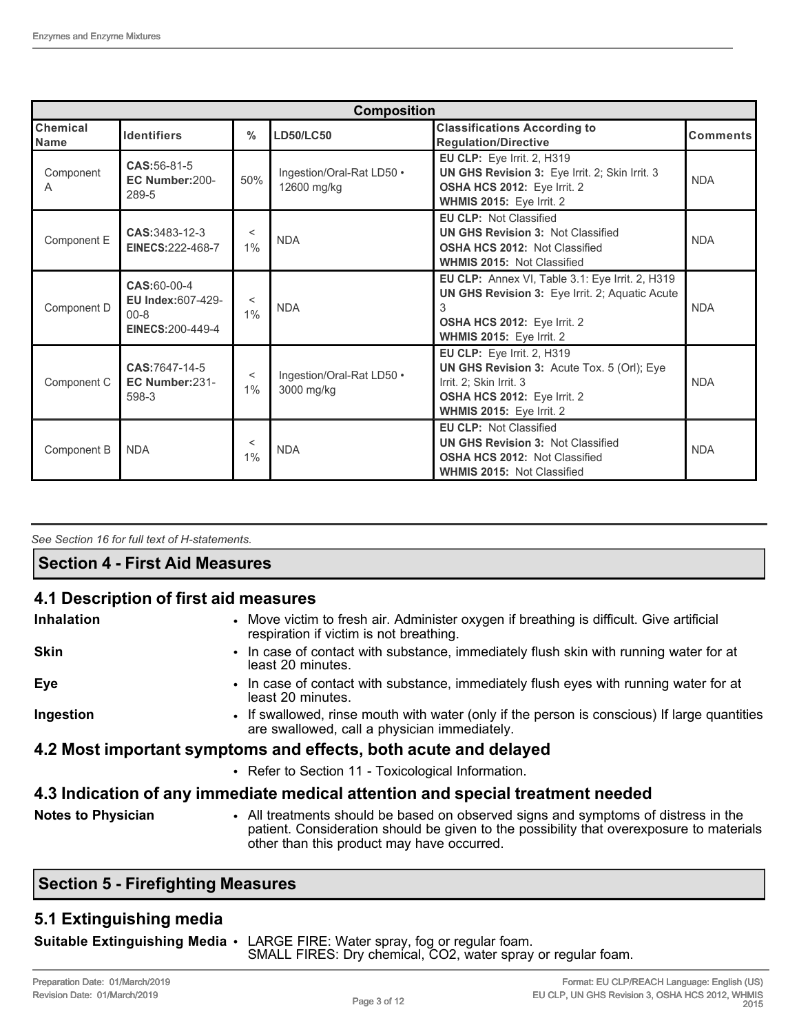| Composition | | | | | |
|---|---|---|---|---|---|
| **Chemical Name** | **Identifiers** | **%** | **LD50/LC50** | **Classifications According to Regulation/Directive** | **Comments** |
| Component A | **CAS:**56-81-5 **EC Number:**200-289-5 | 50% | Ingestion/Oral-Rat LD50 • 12600 mg/kg | **EU CLP:** Eye Irrit. 2, H319 **UN GHS Revision 3:** Eye Irrit. 2; Skin Irrit. 3 **OSHA HCS 2012:** Eye Irrit. 2 **WHMIS 2015:** Eye Irrit. 2 | NDA |
| Component E | **CAS:**3483-12-3 **EINECS:**222-468-7 | < 1% | NDA | **EU CLP:** Not Classified **UN GHS Revision 3:** Not Classified **OSHA HCS 2012:** Not Classified **WHMIS 2015:** Not Classified | NDA |
| Component D | **CAS:**60-00-4 **EU Index:**607-429-00-8 **EINECS:**200-449-4 | < 1% | NDA | **EU CLP:** Annex VI, Table 3.1: Eye Irrit. 2, H319 **UN GHS Revision 3:** Eye Irrit. 2; Aquatic Acute 3 **OSHA HCS 2012:** Eye Irrit. 2 **WHMIS 2015:** Eye Irrit. 2 | NDA |
| Component C | **CAS:**7647-14-5 **EC Number:**231-598-3 | < 1% | Ingestion/Oral-Rat LD50 • 3000 mg/kg | **EU CLP:** Eye Irrit. 2, H319 **UN GHS Revision 3:** Acute Tox. 5 (Orl); Eye Irrit. 2; Skin Irrit. 3 **OSHA HCS 2012:** Eye Irrit. 2 **WHMIS 2015:** Eye Irrit. 2 | NDA |
| Component B | NDA | < 1% | NDA | **EU CLP:** Not Classified **UN GHS Revision 3:** Not Classified **OSHA HCS 2012:** Not Classified **WHMIS 2015:** Not Classified | NDA |

*See Section 16 for full text of H-statements.*

## Section 4 - First Aid Measures

### 4.1 Description of first aid measures

**Inhalation**
- Move victim to fresh air. Administer oxygen if breathing is difficult. Give artificial respiration if victim is not breathing.

**Skin**
- In case of contact with substance, immediately flush skin with running water for at least 20 minutes.

**Eye**
- In case of contact with substance, immediately flush eyes with running water for at least 20 minutes.

**Ingestion**
- If swallowed, rinse mouth with water (only if the person is conscious) If large quantities are swallowed, call a physician immediately.

### 4.2 Most important symptoms and effects, both acute and delayed

- Refer to Section 11 - Toxicological Information.

### 4.3 Indication of any immediate medical attention and special treatment needed

**Notes to Physician**
- All treatments should be based on observed signs and symptoms of distress in the patient. Consideration should be given to the possibility that overexposure to materials other than this product may have occurred.

## Section 5 - Firefighting Measures

### 5.1 Extinguishing media

**Suitable Extinguishing Media**
- LARGE FIRE: Water spray, fog or regular foam.
  SMALL FIRES: Dry chemical, $CO_2$, water spray or regular foam.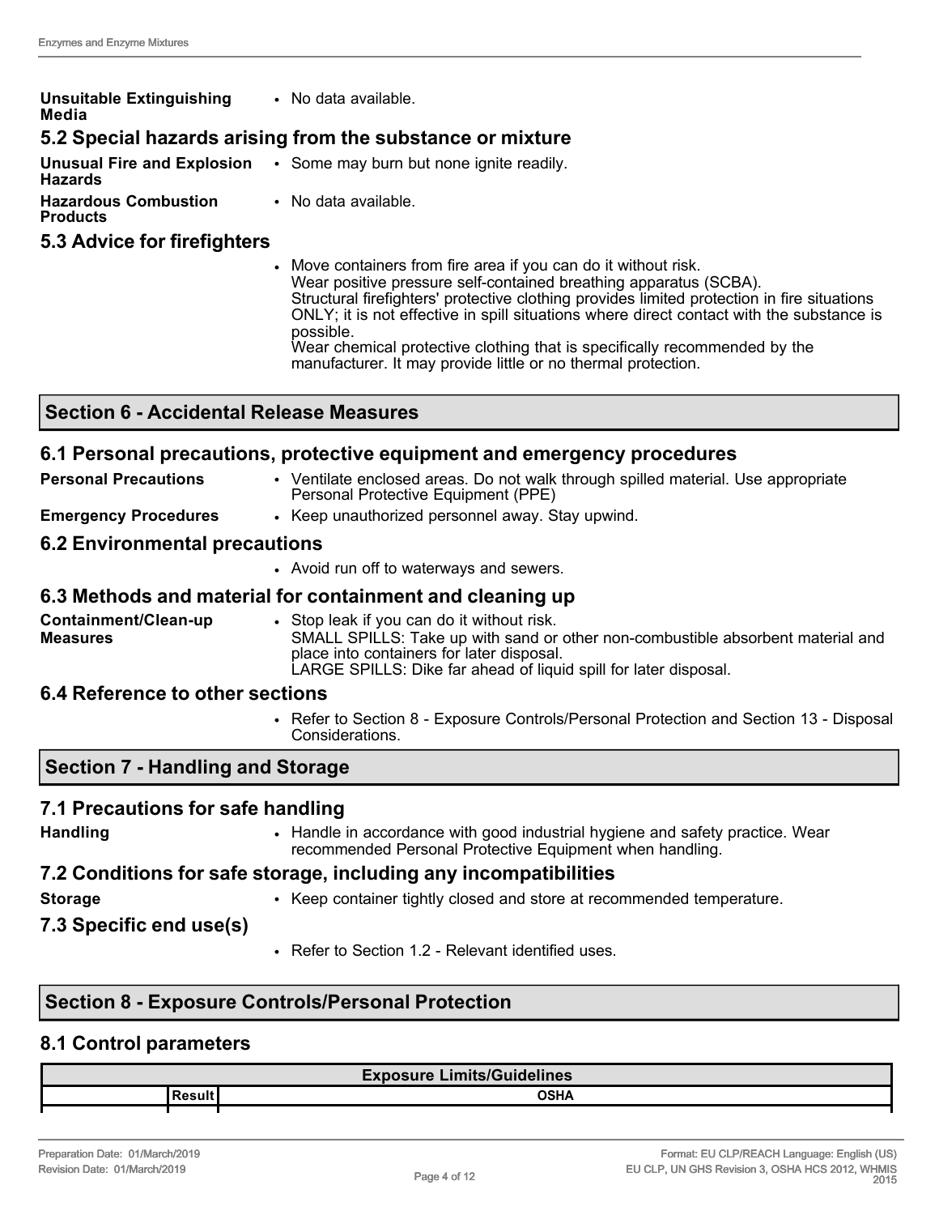**Unsuitable Extinguishing Media**
- No data available.

### 5.2 Special hazards arising from the substance or mixture

**Unusual Fire and Explosion Hazards**
- Some may burn but none ignite readily.

**Hazardous Combustion Products**
- No data available.

### 5.3 Advice for firefighters

- Move containers from fire area if you can do it without risk.
  Wear positive pressure self-contained breathing apparatus (SCBA).
  Structural firefighters' protective clothing provides limited protection in fire situations ONLY; it is not effective in spill situations where direct contact with the substance is possible.
  Wear chemical protective clothing that is specifically recommended by the manufacturer. It may provide little or no thermal protection.

## Section 6 - Accidental Release Measures

### 6.1 Personal precautions, protective equipment and emergency procedures

**Personal Precautions**
- Ventilate enclosed areas. Do not walk through spilled material. Use appropriate Personal Protective Equipment (PPE)

**Emergency Procedures**
- Keep unauthorized personnel away. Stay upwind.

### 6.2 Environmental precautions

- Avoid run off to waterways and sewers.

### 6.3 Methods and material for containment and cleaning up

**Containment/Clean-up Measures**
- Stop leak if you can do it without risk.
  SMALL SPILLS: Take up with sand or other non-combustible absorbent material and place into containers for later disposal.
  LARGE SPILLS: Dike far ahead of liquid spill for later disposal.

### 6.4 Reference to other sections

- Refer to Section 8 - Exposure Controls/Personal Protection and Section 13 - Disposal Considerations.

## Section 7 - Handling and Storage

### 7.1 Precautions for safe handling

**Handling**
- Handle in accordance with good industrial hygiene and safety practice. Wear recommended Personal Protective Equipment when handling.

### 7.2 Conditions for safe storage, including any incompatibilities

**Storage**
- Keep container tightly closed and store at recommended temperature.

### 7.3 Specific end use(s)

- Refer to Section 1.2 - Relevant identified uses.

## Section 8 - Exposure Controls/Personal Protection

### 8.1 Control parameters

| Exposure Limits/Guidelines | | |
|---|---|---|
| | Result | OSHA |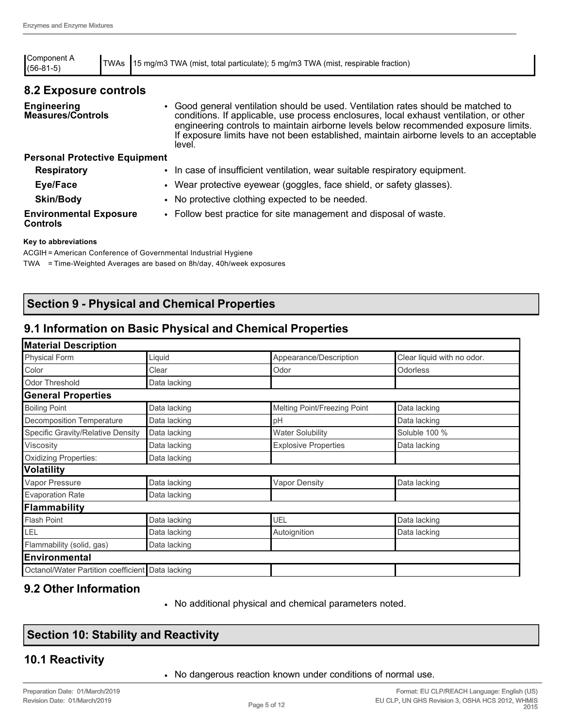| Component A (56-81-5) | TWAs | 15 mg/m3 TWA (mist, total particulate); 5 mg/m3 TWA (mist, respirable fraction) |
|---|---|---|

## 8.2 Exposure controls

**Engineering Measures/Controls**
- Good general ventilation should be used. Ventilation rates should be matched to conditions. If applicable, use process enclosures, local exhaust ventilation, or other engineering controls to maintain airborne levels below recommended exposure limits. If exposure limits have not been established, maintain airborne levels to an acceptable level.

**Personal Protective Equipment**

**Respiratory**
- In case of insufficient ventilation, wear suitable respiratory equipment.

**Eye/Face**
- Wear protective eyewear (goggles, face shield, or safety glasses).

**Skin/Body**
- No protective clothing expected to be needed.

**Environmental Exposure Controls**
- Follow best practice for site management and disposal of waste.

**Key to abbreviations**

ACGIH = American Conference of Governmental Industrial Hygiene

TWA = Time-Weighted Averages are based on 8h/day, 40h/week exposures

## Section 9 - Physical and Chemical Properties

## 9.1 Information on Basic Physical and Chemical Properties

| **Material Description** | | | |
|---|---|---|---|
| Physical Form | Liquid | Appearance/Description | Clear liquid with no odor. |
| Color | Clear | Odor | Odorless |
| Odor Threshold | Data lacking | | |
| **General Properties** | | | |
| Boiling Point | Data lacking | Melting Point/Freezing Point | Data lacking |
| Decomposition Temperature | Data lacking | pH | Data lacking |
| Specific Gravity/Relative Density | Data lacking | Water Solubility | Soluble 100 % |
| Viscosity | Data lacking | Explosive Properties | Data lacking |
| Oxidizing Properties: | Data lacking | | |
| **Volatility** | | | |
| Vapor Pressure | Data lacking | Vapor Density | Data lacking |
| Evaporation Rate | Data lacking | | |
| **Flammability** | | | |
| Flash Point | Data lacking | UEL | Data lacking |
| LEL | Data lacking | Autoignition | Data lacking |
| Flammability (solid, gas) | Data lacking | | |
| **Environmental** | | | |
| Octanol/Water Partition coefficient | Data lacking | | |

## 9.2 Other Information

- No additional physical and chemical parameters noted.

## Section 10: Stability and Reactivity

## 10.1 Reactivity

- No dangerous reaction known under conditions of normal use.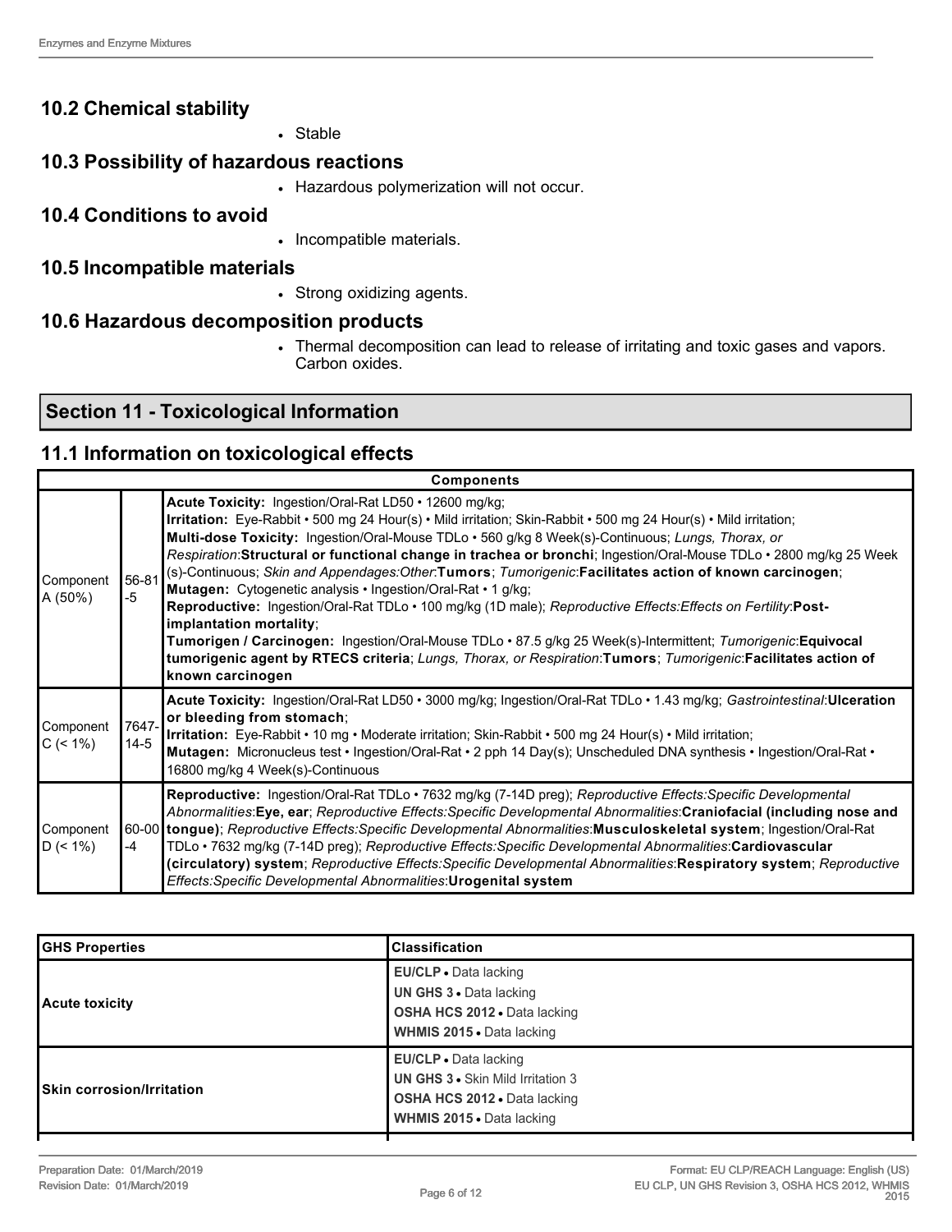## 10.2 Chemical stability

- Stable

## 10.3 Possibility of hazardous reactions

- Hazardous polymerization will not occur.

## 10.4 Conditions to avoid

- Incompatible materials.

## 10.5 Incompatible materials

- Strong oxidizing agents.

## 10.6 Hazardous decomposition products

- Thermal decomposition can lead to release of irritating and toxic gases and vapors. Carbon oxides.

# Section 11 - Toxicological Information

## 11.1 Information on toxicological effects

| Components | | |
|---|---|---|
| Component A (50%) | 56-81-5 | **Acute Toxicity:** Ingestion/Oral-Rat LD50 • 12600 mg/kg; **Irritation:** Eye-Rabbit • 500 mg 24 Hour(s) • Mild irritation; Skin-Rabbit • 500 mg 24 Hour(s) • Mild irritation; **Multi-dose Toxicity:** Ingestion/Oral-Mouse TDLo • 560 g/kg 8 Week(s)-Continuous; *Lungs, Thorax, or Respiration*:**Structural or functional change in trachea or bronchi**; Ingestion/Oral-Mouse TDLo • 2800 mg/kg 25 Week(s)-Continuous; *Skin and Appendages:Other*:**Tumors**; *Tumorigenic*:**Facilitates action of known carcinogen**; **Mutagen:** Cytogenetic analysis • Ingestion/Oral-Rat • 1 g/kg; **Reproductive:** Ingestion/Oral-Rat TDLo • 100 mg/kg (1D male); *Reproductive Effects:Effects on Fertility*:**Post-implantation mortality**; **Tumorigen / Carcinogen:** Ingestion/Oral-Mouse TDLo • 87.5 g/kg 25 Week(s)-Intermittent; *Tumorigenic*:**Equivocal tumorigenic agent by RTECS criteria**; *Lungs, Thorax, or Respiration*:**Tumors**; *Tumorigenic*:**Facilitates action of known carcinogen** |
| Component C (< 1%) | 7647-14-5 | **Acute Toxicity:** Ingestion/Oral-Rat LD50 • 3000 mg/kg; Ingestion/Oral-Rat TDLo • 1.43 mg/kg; *Gastrointestinal*:**Ulceration or bleeding from stomach**; **Irritation:** Eye-Rabbit • 10 mg • Moderate irritation; Skin-Rabbit • 500 mg 24 Hour(s) • Mild irritation; **Mutagen:** Micronucleus test • Ingestion/Oral-Rat • 2 pph 14 Day(s); Unscheduled DNA synthesis • Ingestion/Oral-Rat • 16800 mg/kg 4 Week(s)-Continuous |
| Component D (< 1%) | 60-00-4 | **Reproductive:** Ingestion/Oral-Rat TDLo • 7632 mg/kg (7-14D preg); *Reproductive Effects:Specific Developmental Abnormalities*:**Eye, ear**; *Reproductive Effects:Specific Developmental Abnormalities*:**Craniofacial (including nose and tongue)**; *Reproductive Effects:Specific Developmental Abnormalities*:**Musculoskeletal system**; Ingestion/Oral-Rat TDLo • 7632 mg/kg (7-14D preg); *Reproductive Effects:Specific Developmental Abnormalities*:**Cardiovascular (circulatory) system**; *Reproductive Effects:Specific Developmental Abnormalities*:**Respiratory system**; *Reproductive Effects:Specific Developmental Abnormalities*:**Urogenital system** |

| GHS Properties | Classification |
|---|---|
| Acute toxicity | **EU/CLP** • Data lacking<br>**UN GHS 3** • Data lacking<br>**OSHA HCS 2012** • Data lacking<br>**WHMIS 2015** • Data lacking |
| Skin corrosion/Irritation | **EU/CLP** • Data lacking<br>**UN GHS 3** • Skin Mild Irritation 3<br>**OSHA HCS 2012** • Data lacking<br>**WHMIS 2015** • Data lacking |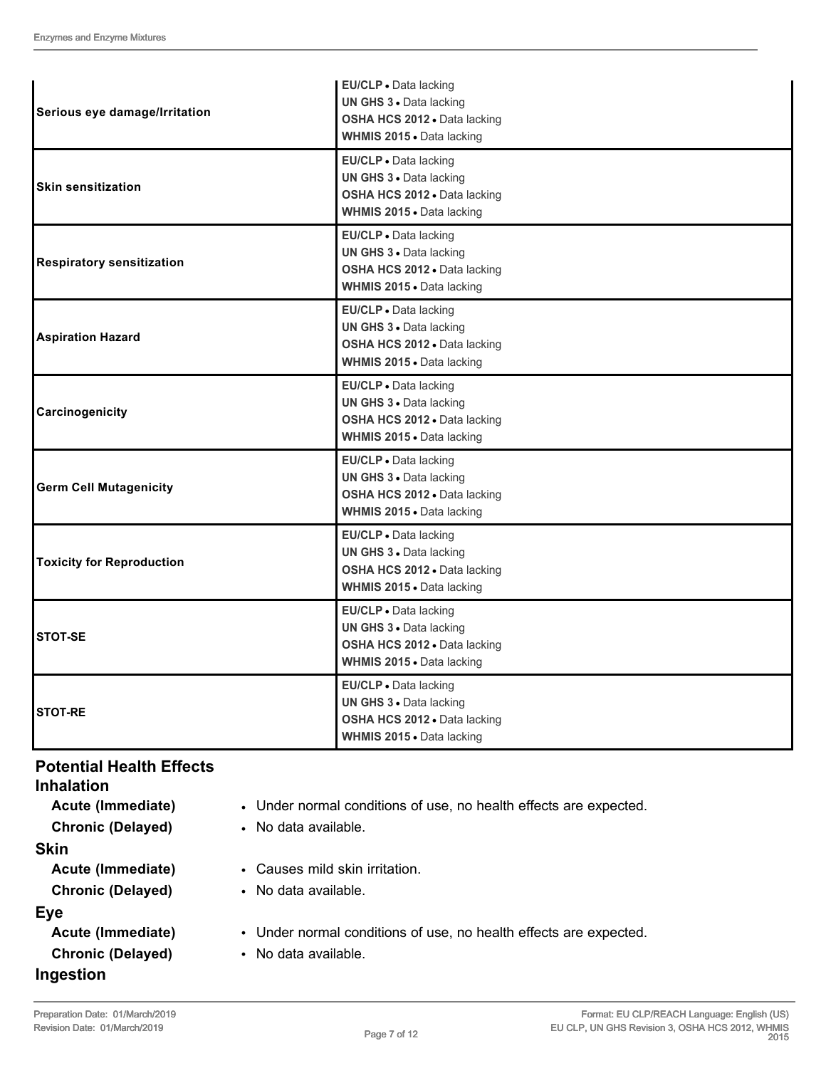| | |
|---|---|
| **Serious eye damage/Irritation** | **EU/CLP** • Data lacking<br>**UN GHS 3** • Data lacking<br>**OSHA HCS 2012** • Data lacking<br>**WHMIS 2015** • Data lacking |
| **Skin sensitization** | **EU/CLP** • Data lacking<br>**UN GHS 3** • Data lacking<br>**OSHA HCS 2012** • Data lacking<br>**WHMIS 2015** • Data lacking |
| **Respiratory sensitization** | **EU/CLP** • Data lacking<br>**UN GHS 3** • Data lacking<br>**OSHA HCS 2012** • Data lacking<br>**WHMIS 2015** • Data lacking |
| **Aspiration Hazard** | **EU/CLP** • Data lacking<br>**UN GHS 3** • Data lacking<br>**OSHA HCS 2012** • Data lacking<br>**WHMIS 2015** • Data lacking |
| **Carcinogenicity** | **EU/CLP** • Data lacking<br>**UN GHS 3** • Data lacking<br>**OSHA HCS 2012** • Data lacking<br>**WHMIS 2015** • Data lacking |
| **Germ Cell Mutagenicity** | **EU/CLP** • Data lacking<br>**UN GHS 3** • Data lacking<br>**OSHA HCS 2012** • Data lacking<br>**WHMIS 2015** • Data lacking |
| **Toxicity for Reproduction** | **EU/CLP** • Data lacking<br>**UN GHS 3** • Data lacking<br>**OSHA HCS 2012** • Data lacking<br>**WHMIS 2015** • Data lacking |
| **STOT-SE** | **EU/CLP** • Data lacking<br>**UN GHS 3** • Data lacking<br>**OSHA HCS 2012** • Data lacking<br>**WHMIS 2015** • Data lacking |
| **STOT-RE** | **EU/CLP** • Data lacking<br>**UN GHS 3** • Data lacking<br>**OSHA HCS 2012** • Data lacking<br>**WHMIS 2015** • Data lacking |

## Potential Health Effects

### Inhalation

**Acute (Immediate)**
- Under normal conditions of use, no health effects are expected.

**Chronic (Delayed)**
- No data available.

### Skin

**Acute (Immediate)**
- Causes mild skin irritation.

**Chronic (Delayed)**
- No data available.

### Eye

**Acute (Immediate)**
- Under normal conditions of use, no health effects are expected.

**Chronic (Delayed)**
- No data available.

### Ingestion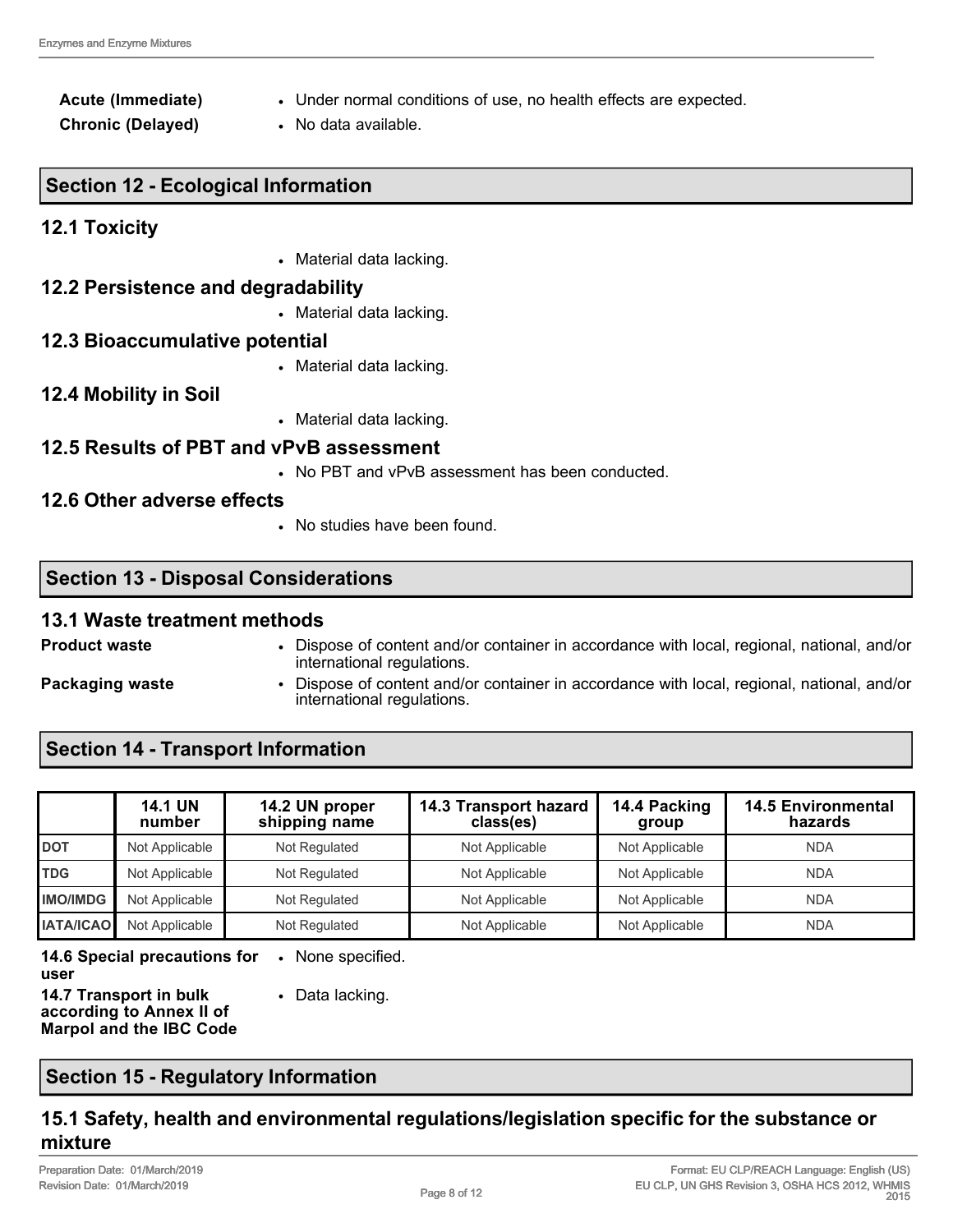**Acute (Immediate)**
- Under normal conditions of use, no health effects are expected.

**Chronic (Delayed)**
- No data available.

## Section 12 - Ecological Information

### 12.1 Toxicity

- Material data lacking.

### 12.2 Persistence and degradability

- Material data lacking.

### 12.3 Bioaccumulative potential

- Material data lacking.

### 12.4 Mobility in Soil

- Material data lacking.

### 12.5 Results of PBT and vPvB assessment

- No PBT and vPvB assessment has been conducted.

### 12.6 Other adverse effects

- No studies have been found.

## Section 13 - Disposal Considerations

### 13.1 Waste treatment methods

**Product waste**
- Dispose of content and/or container in accordance with local, regional, national, and/or international regulations.

**Packaging waste**
- Dispose of content and/or container in accordance with local, regional, national, and/or international regulations.

## Section 14 - Transport Information

| | 14.1 UN number | 14.2 UN proper shipping name | 14.3 Transport hazard class(es) | 14.4 Packing group | 14.5 Environmental hazards |
|---|---|---|---|---|---|
| **DOT** | Not Applicable | Not Regulated | Not Applicable | Not Applicable | NDA |
| **TDG** | Not Applicable | Not Regulated | Not Applicable | Not Applicable | NDA |
| **IMO/IMDG** | Not Applicable | Not Regulated | Not Applicable | Not Applicable | NDA |
| **IATA/ICAO** | Not Applicable | Not Regulated | Not Applicable | Not Applicable | NDA |

**14.6 Special precautions for user**
- None specified.

**14.7 Transport in bulk according to Annex II of Marpol and the IBC Code**
- Data lacking.

## Section 15 - Regulatory Information

### 15.1 Safety, health and environmental regulations/legislation specific for the substance or mixture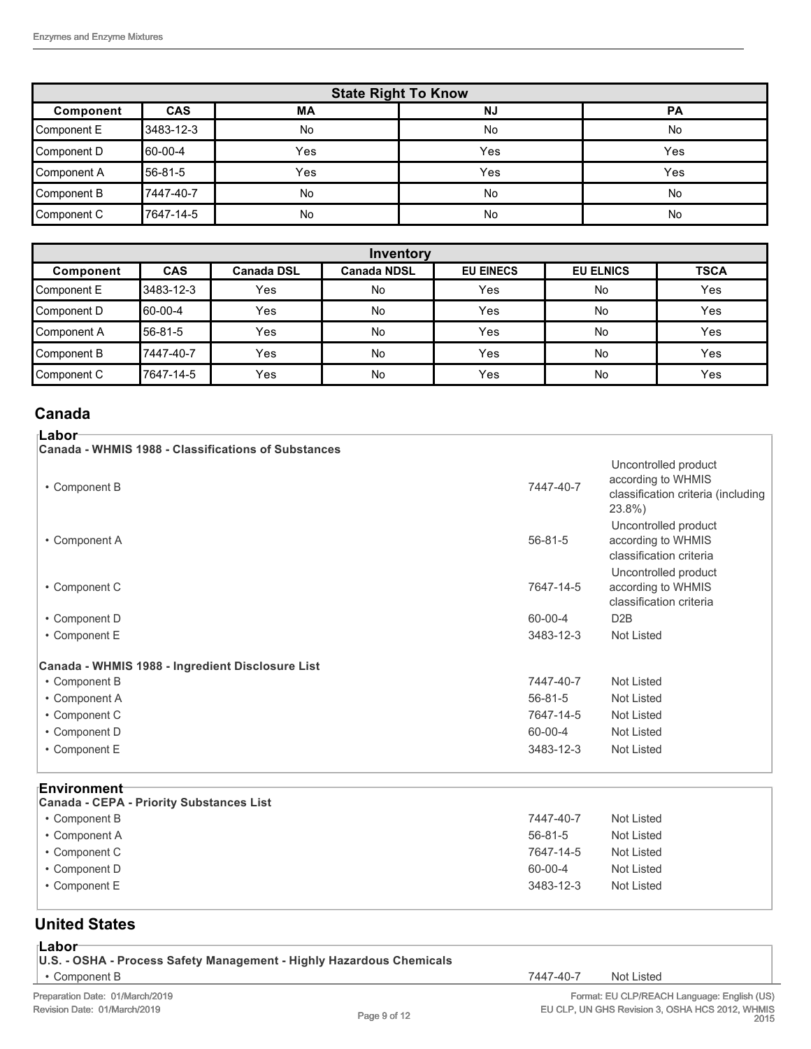| State Right To Know | | | | |
|---|---|---|---|---|
| **Component** | **CAS** | **MA** | **NJ** | **PA** |
| Component E | 3483-12-3 | No | No | No |
| Component D | 60-00-4 | Yes | Yes | Yes |
| Component A | 56-81-5 | Yes | Yes | Yes |
| Component B | 7447-40-7 | No | No | No |
| Component C | 7647-14-5 | No | No | No |

| Inventory | | | | | | |
|---|---|---|---|---|---|---|
| **Component** | **CAS** | **Canada DSL** | **Canada NDSL** | **EU EINECS** | **EU ELNICS** | **TSCA** |
| Component E | 3483-12-3 | Yes | No | Yes | No | Yes |
| Component D | 60-00-4 | Yes | No | Yes | No | Yes |
| Component A | 56-81-5 | Yes | No | Yes | No | Yes |
| Component B | 7447-40-7 | Yes | No | Yes | No | Yes |
| Component C | 7647-14-5 | Yes | No | Yes | No | Yes |

## Canada

### Labor

**Canada - WHMIS 1988 - Classifications of Substances**

| | | |
|---|---|---|
| • Component B | 7447-40-7 | Uncontrolled product according to WHMIS classification criteria (including 23.8%) |
| • Component A | 56-81-5 | Uncontrolled product according to WHMIS classification criteria |
| • Component C | 7647-14-5 | Uncontrolled product according to WHMIS classification criteria |
| • Component D | 60-00-4 | D2B |
| • Component E | 3483-12-3 | Not Listed |

**Canada - WHMIS 1988 - Ingredient Disclosure List**

| | | |
|---|---|---|
| • Component B | 7447-40-7 | Not Listed |
| • Component A | 56-81-5 | Not Listed |
| • Component C | 7647-14-5 | Not Listed |
| • Component D | 60-00-4 | Not Listed |
| • Component E | 3483-12-3 | Not Listed |

### Environment

**Canada - CEPA - Priority Substances List**

| | | |
|---|---|---|
| • Component B | 7447-40-7 | Not Listed |
| • Component A | 56-81-5 | Not Listed |
| • Component C | 7647-14-5 | Not Listed |
| • Component D | 60-00-4 | Not Listed |
| • Component E | 3483-12-3 | Not Listed |

## United States

### Labor

**U.S. - OSHA - Process Safety Management - Highly Hazardous Chemicals**

| | | |
|---|---|---|
| • Component B | 7447-40-7 | Not Listed |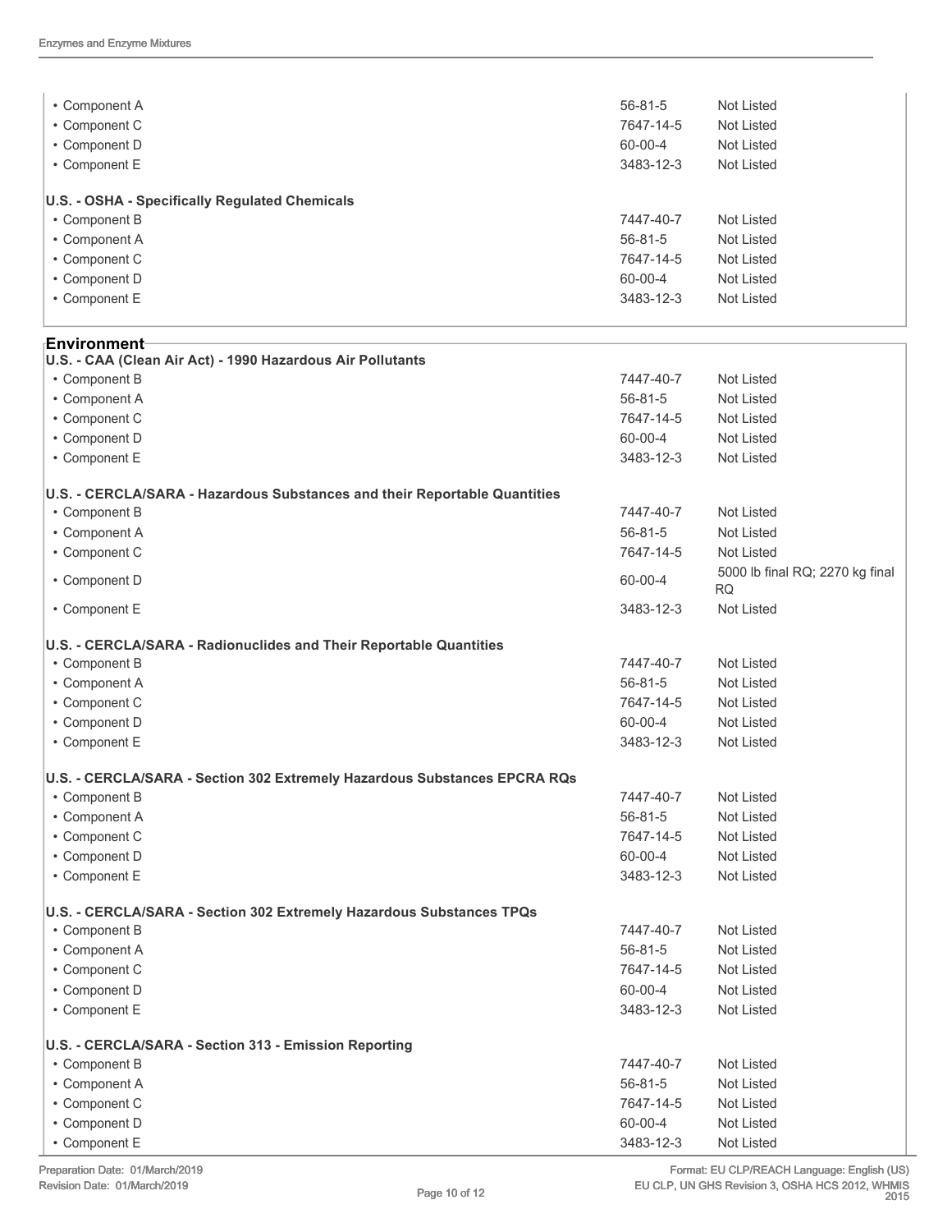| | | |
|---|---|---|
| • Component A | 56-81-5 | Not Listed |
| • Component C | 7647-14-5 | Not Listed |
| • Component D | 60-00-4 | Not Listed |
| • Component E | 3483-12-3 | Not Listed |

**U.S. - OSHA - Specifically Regulated Chemicals**

| | | |
|---|---|---|
| • Component B | 7447-40-7 | Not Listed |
| • Component A | 56-81-5 | Not Listed |
| • Component C | 7647-14-5 | Not Listed |
| • Component D | 60-00-4 | Not Listed |
| • Component E | 3483-12-3 | Not Listed |

## Environment

**U.S. - CAA (Clean Air Act) - 1990 Hazardous Air Pollutants**

| | | |
|---|---|---|
| • Component B | 7447-40-7 | Not Listed |
| • Component A | 56-81-5 | Not Listed |
| • Component C | 7647-14-5 | Not Listed |
| • Component D | 60-00-4 | Not Listed |
| • Component E | 3483-12-3 | Not Listed |

**U.S. - CERCLA/SARA - Hazardous Substances and their Reportable Quantities**

| | | |
|---|---|---|
| • Component B | 7447-40-7 | Not Listed |
| • Component A | 56-81-5 | Not Listed |
| • Component C | 7647-14-5 | Not Listed |
| • Component D | 60-00-4 | 5000 lb final RQ; 2270 kg final RQ |
| • Component E | 3483-12-3 | Not Listed |

**U.S. - CERCLA/SARA - Radionuclides and Their Reportable Quantities**

| | | |
|---|---|---|
| • Component B | 7447-40-7 | Not Listed |
| • Component A | 56-81-5 | Not Listed |
| • Component C | 7647-14-5 | Not Listed |
| • Component D | 60-00-4 | Not Listed |
| • Component E | 3483-12-3 | Not Listed |

**U.S. - CERCLA/SARA - Section 302 Extremely Hazardous Substances EPCRA RQs**

| | | |
|---|---|---|
| • Component B | 7447-40-7 | Not Listed |
| • Component A | 56-81-5 | Not Listed |
| • Component C | 7647-14-5 | Not Listed |
| • Component D | 60-00-4 | Not Listed |
| • Component E | 3483-12-3 | Not Listed |

**U.S. - CERCLA/SARA - Section 302 Extremely Hazardous Substances TPQs**

| | | |
|---|---|---|
| • Component B | 7447-40-7 | Not Listed |
| • Component A | 56-81-5 | Not Listed |
| • Component C | 7647-14-5 | Not Listed |
| • Component D | 60-00-4 | Not Listed |
| • Component E | 3483-12-3 | Not Listed |

**U.S. - CERCLA/SARA - Section 313 - Emission Reporting**

| | | |
|---|---|---|
| • Component B | 7447-40-7 | Not Listed |
| • Component A | 56-81-5 | Not Listed |
| • Component C | 7647-14-5 | Not Listed |
| • Component D | 60-00-4 | Not Listed |
| • Component E | 3483-12-3 | Not Listed |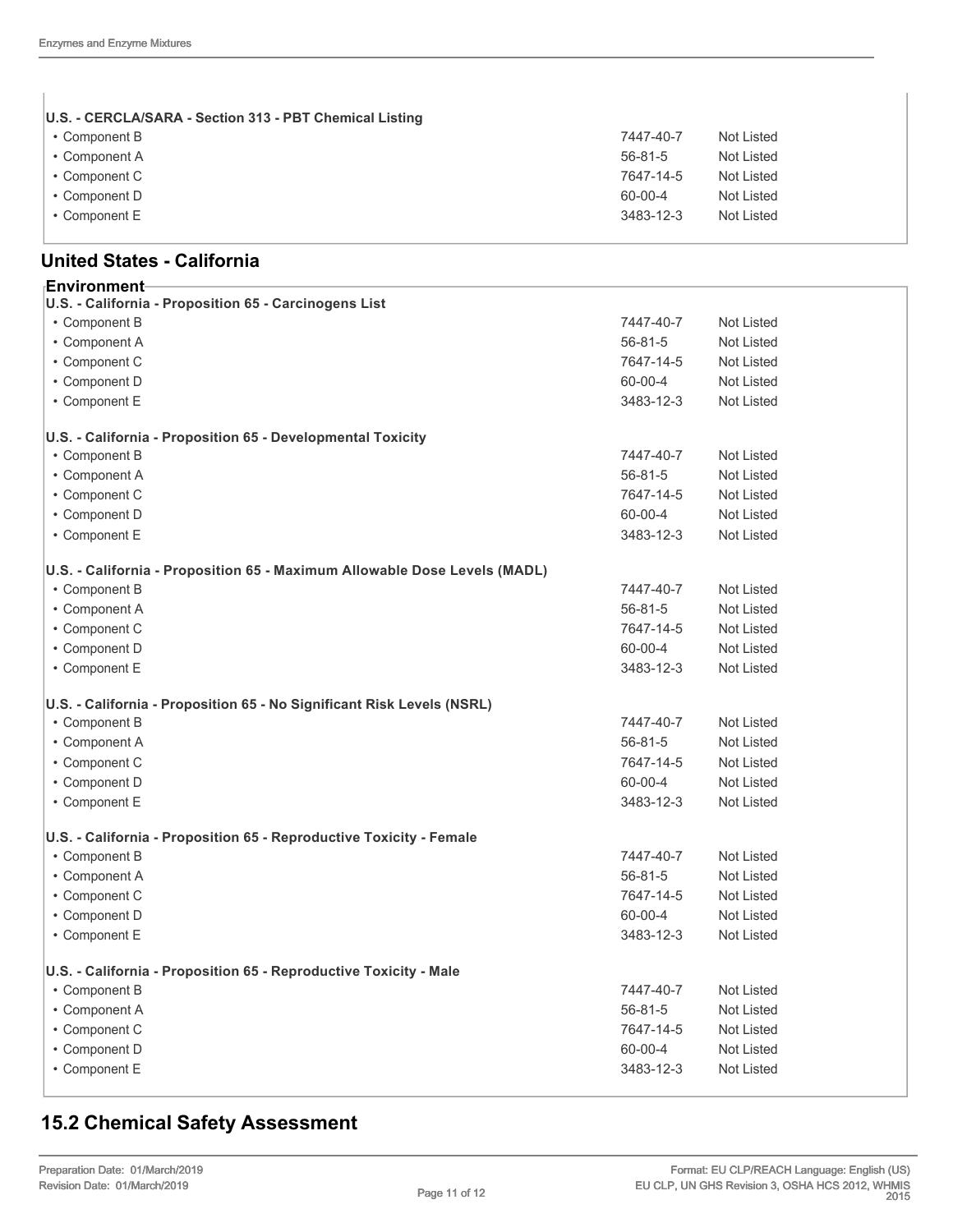**U.S. - CERCLA/SARA - Section 313 - PBT Chemical Listing**

| | | |
|---|---|---|
| • Component B | 7447-40-7 | Not Listed |
| • Component A | 56-81-5 | Not Listed |
| • Component C | 7647-14-5 | Not Listed |
| • Component D | 60-00-4 | Not Listed |
| • Component E | 3483-12-3 | Not Listed |

## United States - California

### Environment

**U.S. - California - Proposition 65 - Carcinogens List**

| | | |
|---|---|---|
| • Component B | 7447-40-7 | Not Listed |
| • Component A | 56-81-5 | Not Listed |
| • Component C | 7647-14-5 | Not Listed |
| • Component D | 60-00-4 | Not Listed |
| • Component E | 3483-12-3 | Not Listed |

**U.S. - California - Proposition 65 - Developmental Toxicity**

| | | |
|---|---|---|
| • Component B | 7447-40-7 | Not Listed |
| • Component A | 56-81-5 | Not Listed |
| • Component C | 7647-14-5 | Not Listed |
| • Component D | 60-00-4 | Not Listed |
| • Component E | 3483-12-3 | Not Listed |

**U.S. - California - Proposition 65 - Maximum Allowable Dose Levels (MADL)**

| | | |
|---|---|---|
| • Component B | 7447-40-7 | Not Listed |
| • Component A | 56-81-5 | Not Listed |
| • Component C | 7647-14-5 | Not Listed |
| • Component D | 60-00-4 | Not Listed |
| • Component E | 3483-12-3 | Not Listed |

**U.S. - California - Proposition 65 - No Significant Risk Levels (NSRL)**

| | | |
|---|---|---|
| • Component B | 7447-40-7 | Not Listed |
| • Component A | 56-81-5 | Not Listed |
| • Component C | 7647-14-5 | Not Listed |
| • Component D | 60-00-4 | Not Listed |
| • Component E | 3483-12-3 | Not Listed |

**U.S. - California - Proposition 65 - Reproductive Toxicity - Female**

| | | |
|---|---|---|
| • Component B | 7447-40-7 | Not Listed |
| • Component A | 56-81-5 | Not Listed |
| • Component C | 7647-14-5 | Not Listed |
| • Component D | 60-00-4 | Not Listed |
| • Component E | 3483-12-3 | Not Listed |

**U.S. - California - Proposition 65 - Reproductive Toxicity - Male**

| | | |
|---|---|---|
| • Component B | 7447-40-7 | Not Listed |
| • Component A | 56-81-5 | Not Listed |
| • Component C | 7647-14-5 | Not Listed |
| • Component D | 60-00-4 | Not Listed |
| • Component E | 3483-12-3 | Not Listed |

## 15.2 Chemical Safety Assessment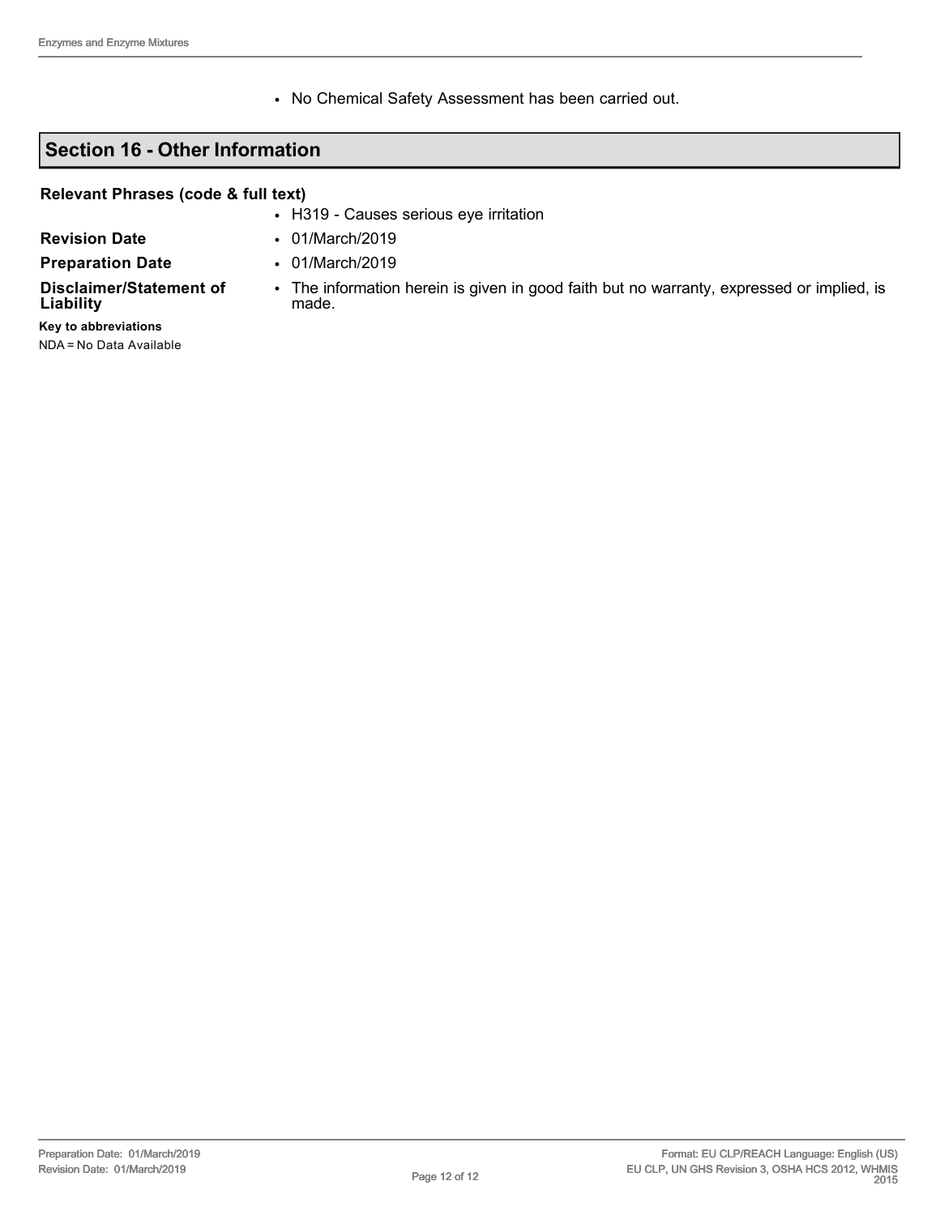- No Chemical Safety Assessment has been carried out.

## Section 16 - Other Information

**Relevant Phrases (code & full text)**

- H319 - Causes serious eye irritation

**Revision Date**

- 01/March/2019

**Preparation Date**

- 01/March/2019

**Disclaimer/Statement of Liability**

- The information herein is given in good faith but no warranty, expressed or implied, is made.

**Key to abbreviations**

NDA = No Data Available